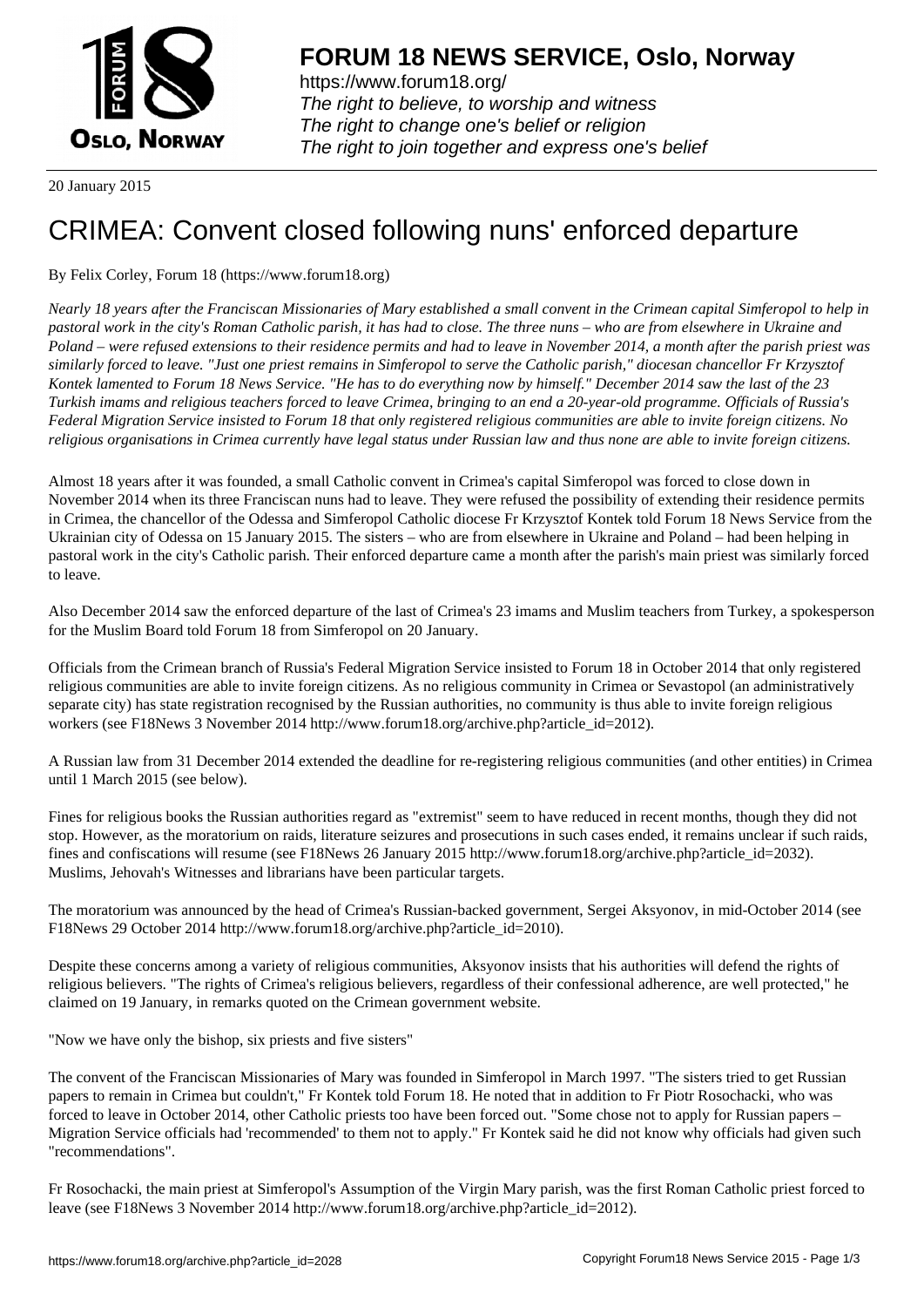# FORUM 18 NEWS SERVICE, Oslo, Norway

https://www.forum18.org/
*The right to believe, to worship and witness*
*The right to change one's belief or religion*
*The right to join together and express one's belief*

20 January 2015

# CRIMEA: Convent closed following nuns' enforced departure

By Felix Corley, Forum 18 (https://www.forum18.org)

*Nearly 18 years after the Franciscan Missionaries of Mary established a small convent in the Crimean capital Simferopol to help in pastoral work in the city's Roman Catholic parish, it has had to close. The three nuns – who are from elsewhere in Ukraine and Poland – were refused extensions to their residence permits and had to leave in November 2014, a month after the parish priest was similarly forced to leave. "Just one priest remains in Simferopol to serve the Catholic parish," diocesan chancellor Fr Krzysztof Kontek lamented to Forum 18 News Service. "He has to do everything now by himself." December 2014 saw the last of the 23 Turkish imams and religious teachers forced to leave Crimea, bringing to an end a 20-year-old programme. Officials of Russia's Federal Migration Service insisted to Forum 18 that only registered religious communities are able to invite foreign citizens. No religious organisations in Crimea currently have legal status under Russian law and thus none are able to invite foreign citizens.*

Almost 18 years after it was founded, a small Catholic convent in Crimea's capital Simferopol was forced to close down in November 2014 when its three Franciscan nuns had to leave. They were refused the possibility of extending their residence permits in Crimea, the chancellor of the Odessa and Simferopol Catholic diocese Fr Krzysztof Kontek told Forum 18 News Service from the Ukrainian city of Odessa on 15 January 2015. The sisters – who are from elsewhere in Ukraine and Poland – had been helping in pastoral work in the city's Catholic parish. Their enforced departure came a month after the parish's main priest was similarly forced to leave.

Also December 2014 saw the enforced departure of the last of Crimea's 23 imams and Muslim teachers from Turkey, a spokesperson for the Muslim Board told Forum 18 from Simferopol on 20 January.

Officials from the Crimean branch of Russia's Federal Migration Service insisted to Forum 18 in October 2014 that only registered religious communities are able to invite foreign citizens. As no religious community in Crimea or Sevastopol (an administratively separate city) has state registration recognised by the Russian authorities, no community is thus able to invite foreign religious workers (see F18News 3 November 2014 http://www.forum18.org/archive.php?article_id=2012).

A Russian law from 31 December 2014 extended the deadline for re-registering religious communities (and other entities) in Crimea until 1 March 2015 (see below).

Fines for religious books the Russian authorities regard as "extremist" seem to have reduced in recent months, though they did not stop. However, as the moratorium on raids, literature seizures and prosecutions in such cases ended, it remains unclear if such raids, fines and confiscations will resume (see F18News 26 January 2015 http://www.forum18.org/archive.php?article_id=2032). Muslims, Jehovah's Witnesses and librarians have been particular targets.

The moratorium was announced by the head of Crimea's Russian-backed government, Sergei Aksyonov, in mid-October 2014 (see F18News 29 October 2014 http://www.forum18.org/archive.php?article_id=2010).

Despite these concerns among a variety of religious communities, Aksyonov insists that his authorities will defend the rights of religious believers. "The rights of Crimea's religious believers, regardless of their confessional adherence, are well protected," he claimed on 19 January, in remarks quoted on the Crimean government website.

"Now we have only the bishop, six priests and five sisters"

The convent of the Franciscan Missionaries of Mary was founded in Simferopol in March 1997. "The sisters tried to get Russian papers to remain in Crimea but couldn't," Fr Kontek told Forum 18. He noted that in addition to Fr Piotr Rosochacki, who was forced to leave in October 2014, other Catholic priests too have been forced out. "Some chose not to apply for Russian papers – Migration Service officials had 'recommended' to them not to apply." Fr Kontek said he did not know why officials had given such "recommendations".

Fr Rosochacki, the main priest at Simferopol's Assumption of the Virgin Mary parish, was the first Roman Catholic priest forced to leave (see F18News 3 November 2014 http://www.forum18.org/archive.php?article_id=2012).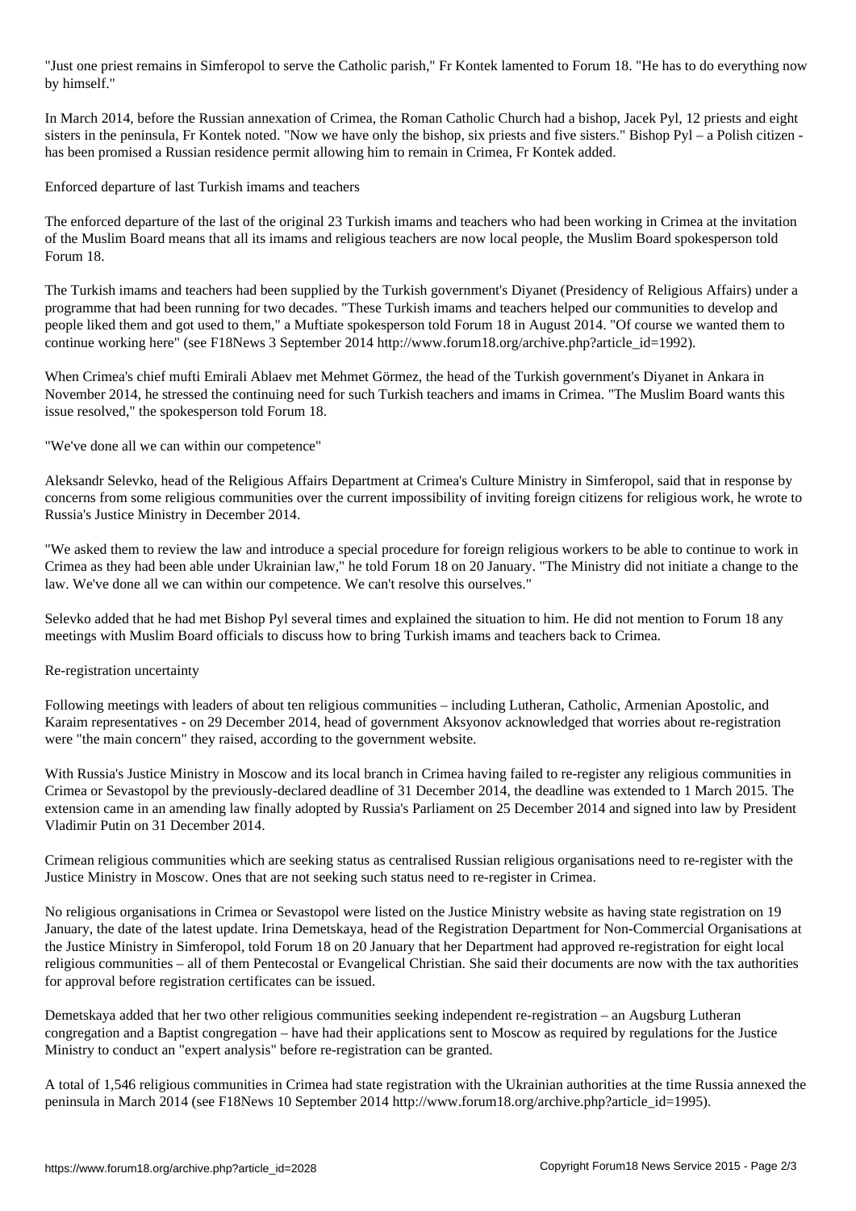"Just one priest remains in Simferopol to serve the Catholic parish," Fr Kontek lamented to Forum 18. "He has to do everything now by himself."

In March 2014, before the Russian annexation of Crimea, the Roman Catholic Church had a bishop, Jacek Pyl, 12 priests and eight sisters in the peninsula, Fr Kontek noted. "Now we have only the bishop, six priests and five sisters." Bishop Pyl – a Polish citizen - has been promised a Russian residence permit allowing him to remain in Crimea, Fr Kontek added.

## Enforced departure of last Turkish imams and teachers

The enforced departure of the last of the original 23 Turkish imams and teachers who had been working in Crimea at the invitation of the Muslim Board means that all its imams and religious teachers are now local people, the Muslim Board spokesperson told Forum 18.

The Turkish imams and teachers had been supplied by the Turkish government's Diyanet (Presidency of Religious Affairs) under a programme that had been running for two decades. "These Turkish imams and teachers helped our communities to develop and people liked them and got used to them," a Muftiate spokesperson told Forum 18 in August 2014. "Of course we wanted them to continue working here" (see F18News 3 September 2014 http://www.forum18.org/archive.php?article_id=1992).

When Crimea's chief mufti Emirali Ablaev met Mehmet Görmez, the head of the Turkish government's Diyanet in Ankara in November 2014, he stressed the continuing need for such Turkish teachers and imams in Crimea. "The Muslim Board wants this issue resolved," the spokesperson told Forum 18.

## "We've done all we can within our competence"

Aleksandr Selevko, head of the Religious Affairs Department at Crimea's Culture Ministry in Simferopol, said that in response by concerns from some religious communities over the current impossibility of inviting foreign citizens for religious work, he wrote to Russia's Justice Ministry in December 2014.

"We asked them to review the law and introduce a special procedure for foreign religious workers to be able to continue to work in Crimea as they had been able under Ukrainian law," he told Forum 18 on 20 January. "The Ministry did not initiate a change to the law. We've done all we can within our competence. We can't resolve this ourselves."

Selevko added that he had met Bishop Pyl several times and explained the situation to him. He did not mention to Forum 18 any meetings with Muslim Board officials to discuss how to bring Turkish imams and teachers back to Crimea.

## Re-registration uncertainty

Following meetings with leaders of about ten religious communities – including Lutheran, Catholic, Armenian Apostolic, and Karaim representatives - on 29 December 2014, head of government Aksyonov acknowledged that worries about re-registration were "the main concern" they raised, according to the government website.

With Russia's Justice Ministry in Moscow and its local branch in Crimea having failed to re-register any religious communities in Crimea or Sevastopol by the previously-declared deadline of 31 December 2014, the deadline was extended to 1 March 2015. The extension came in an amending law finally adopted by Russia's Parliament on 25 December 2014 and signed into law by President Vladimir Putin on 31 December 2014.

Crimean religious communities which are seeking status as centralised Russian religious organisations need to re-register with the Justice Ministry in Moscow. Ones that are not seeking such status need to re-register in Crimea.

No religious organisations in Crimea or Sevastopol were listed on the Justice Ministry website as having state registration on 19 January, the date of the latest update. Irina Demetskaya, head of the Registration Department for Non-Commercial Organisations at the Justice Ministry in Simferopol, told Forum 18 on 20 January that her Department had approved re-registration for eight local religious communities – all of them Pentecostal or Evangelical Christian. She said their documents are now with the tax authorities for approval before registration certificates can be issued.

Demetskaya added that her two other religious communities seeking independent re-registration – an Augsburg Lutheran congregation and a Baptist congregation – have had their applications sent to Moscow as required by regulations for the Justice Ministry to conduct an "expert analysis" before re-registration can be granted.

A total of 1,546 religious communities in Crimea had state registration with the Ukrainian authorities at the time Russia annexed the peninsula in March 2014 (see F18News 10 September 2014 http://www.forum18.org/archive.php?article_id=1995).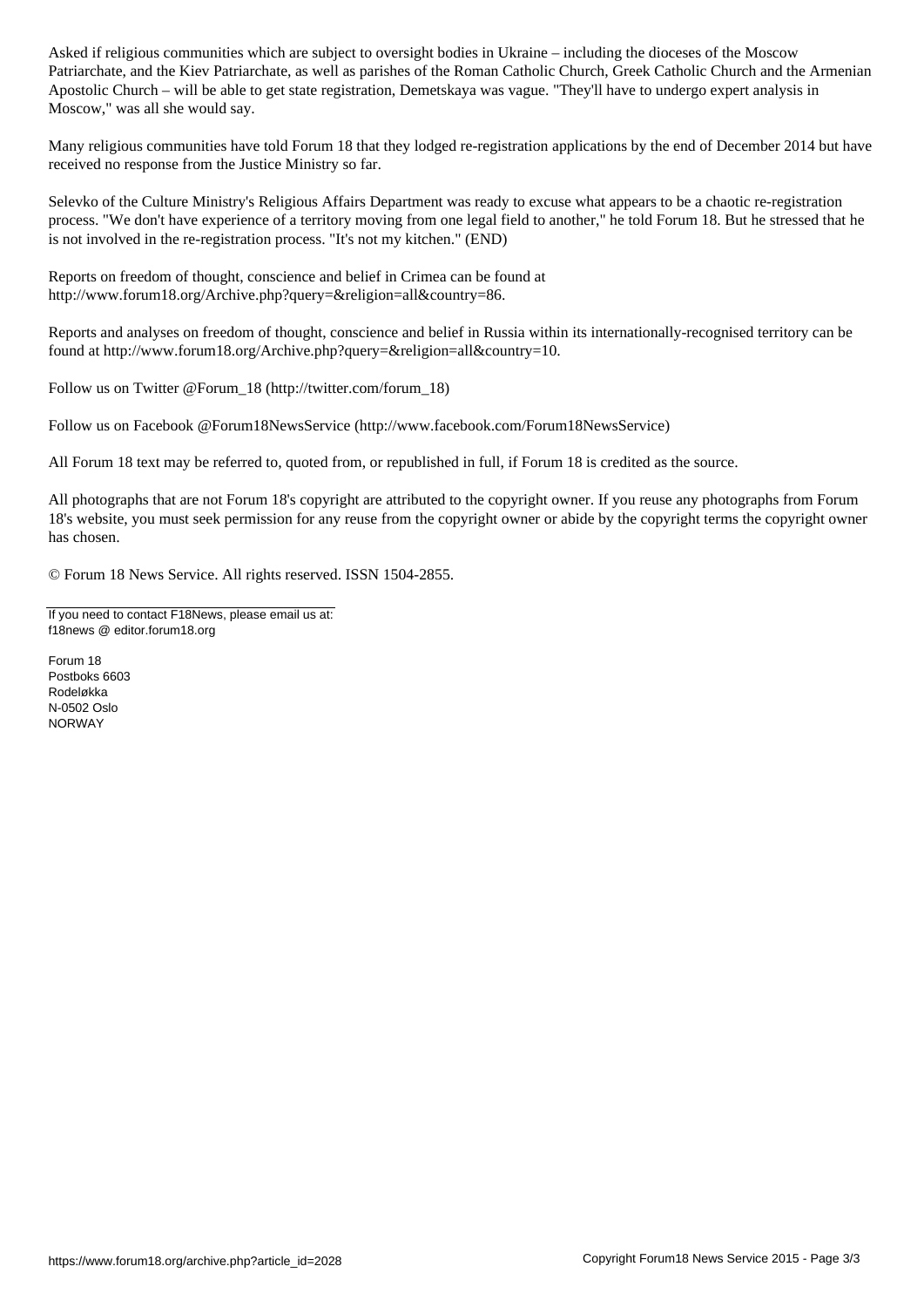Asked if religious communities which are subject to oversight bodies in Ukraine – including the dioceses of the Moscow Patriarchate, and the Kiev Patriarchate, as well as parishes of the Roman Catholic Church, Greek Catholic Church and the Armenian Apostolic Church – will be able to get state registration, Demetskaya was vague. "They'll have to undergo expert analysis in Moscow," was all she would say.

Many religious communities have told Forum 18 that they lodged re-registration applications by the end of December 2014 but have received no response from the Justice Ministry so far.

Selevko of the Culture Ministry's Religious Affairs Department was ready to excuse what appears to be a chaotic re-registration process. "We don't have experience of a territory moving from one legal field to another," he told Forum 18. But he stressed that he is not involved in the re-registration process. "It's not my kitchen." (END)

Reports on freedom of thought, conscience and belief in Crimea can be found at http://www.forum18.org/Archive.php?query=&religion=all&country=86.

Reports and analyses on freedom of thought, conscience and belief in Russia within its internationally-recognised territory can be found at http://www.forum18.org/Archive.php?query=&religion=all&country=10.

Follow us on Twitter @Forum_18 (http://twitter.com/forum_18)

Follow us on Facebook @Forum18NewsService (http://www.facebook.com/Forum18NewsService)

All Forum 18 text may be referred to, quoted from, or republished in full, if Forum 18 is credited as the source.

All photographs that are not Forum 18's copyright are attributed to the copyright owner. If you reuse any photographs from Forum 18's website, you must seek permission for any reuse from the copyright owner or abide by the copyright terms the copyright owner has chosen.

© Forum 18 News Service. All rights reserved. ISSN 1504-2855.

If you need to contact F18News, please email us at:
f18news @ editor.forum18.org

Forum 18
Postboks 6603
Rodeløkka
N-0502 Oslo
NORWAY